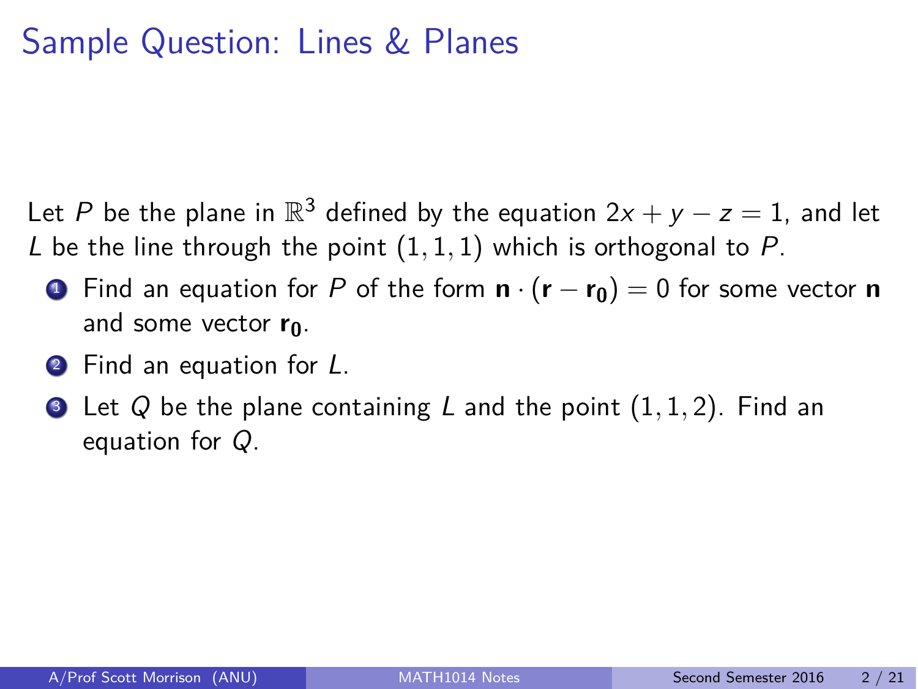# Sample Question: Lines & Planes

Let $P$ be the plane in $\mathbb{R}^3$ defined by the equation $2x + y - z = 1$, and let $L$ be the line through the point $(1, 1, 1)$ which is orthogonal to $P$.

1. Find an equation for $P$ of the form $\mathbf{n} \cdot (\mathbf{r} - \mathbf{r_0}) = 0$ for some vector $\mathbf{n}$ and some vector $\mathbf{r_0}$.
2. Find an equation for $L$.
3. Let $Q$ be the plane containing $L$ and the point $(1, 1, 2)$. Find an equation for $Q$.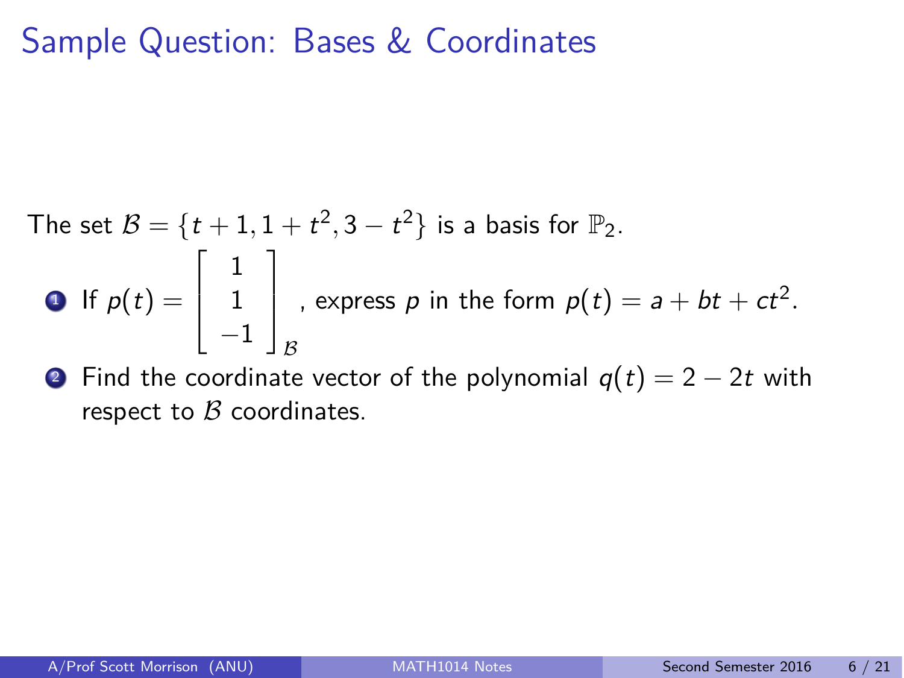# Sample Question: Bases & Coordinates

The set $\mathcal{B} = \{t+1, 1+t^2, 3-t^2\}$ is a basis for $\mathbb{P}_2$.

1. If $p(t) = \begin{bmatrix} 1 \\ 1 \\ -1 \end{bmatrix}_{\mathcal{B}}$, express $p$ in the form $p(t) = a + bt + ct^2$.
2. Find the coordinate vector of the polynomial $q(t) = 2 - 2t$ with respect to $\mathcal{B}$ coordinates.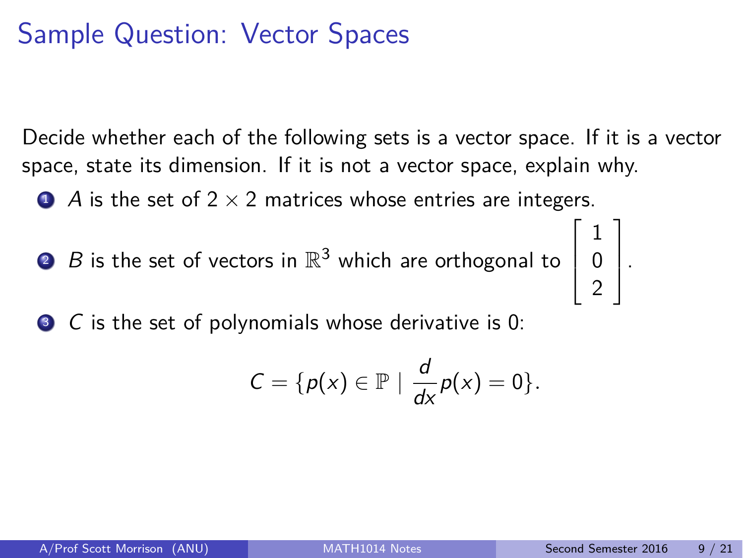# Sample Question: Vector Spaces

Decide whether each of the following sets is a vector space. If it is a vector space, state its dimension. If it is not a vector space, explain why.

1. $A$ is the set of $2 \times 2$ matrices whose entries are integers.
2. $B$ is the set of vectors in $\mathbb{R}^3$ which are orthogonal to $\begin{bmatrix} 1 \\ 0 \\ 2 \end{bmatrix}$.
3. $C$ is the set of polynomials whose derivative is 0:

$$C = \{p(x) \in \mathbb{P} \mid \frac{d}{dx}p(x) = 0\}.$$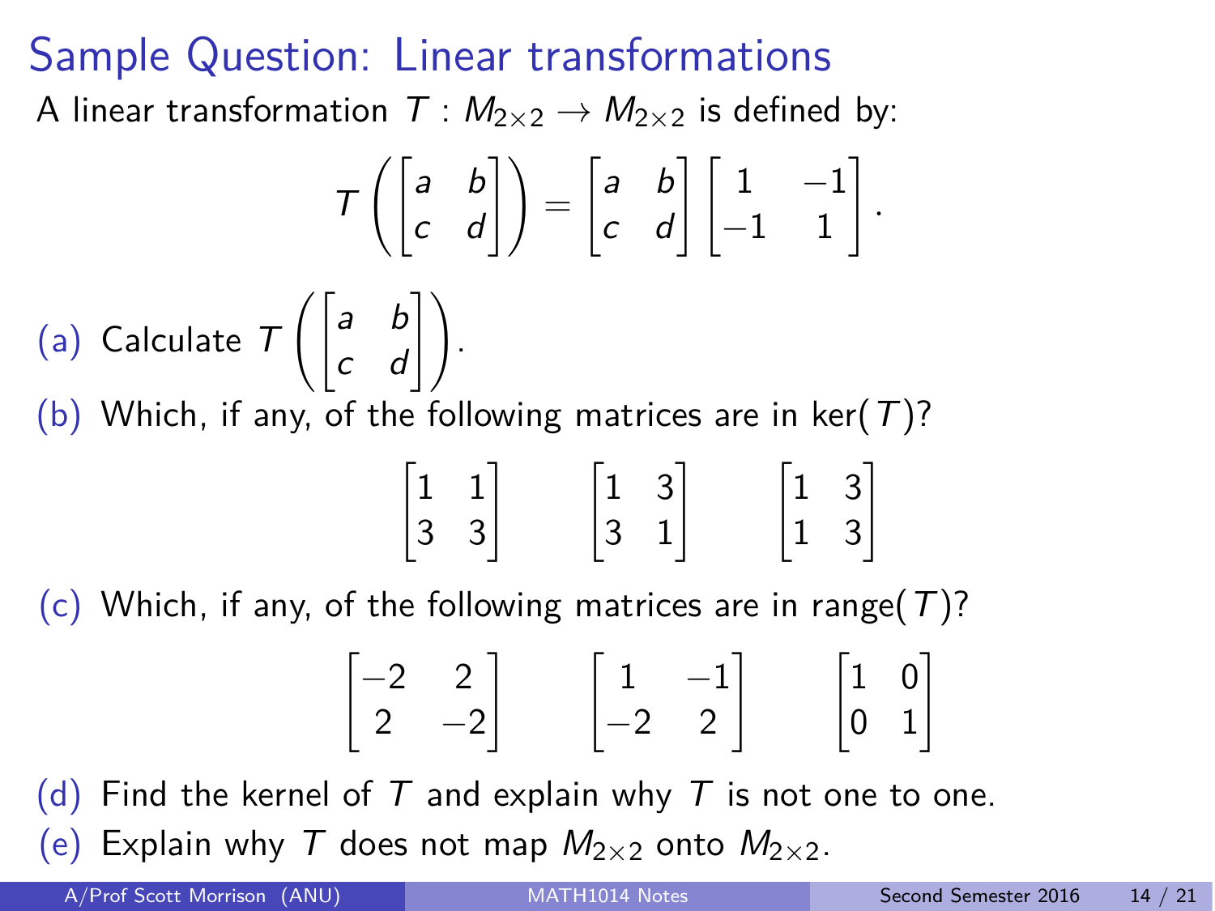# Sample Question: Linear transformations

A linear transformation $T : M_{2\times 2} \to M_{2\times 2}$ is defined by:

$$T\left(\begin{bmatrix} a & b \\ c & d \end{bmatrix}\right) = \begin{bmatrix} a & b \\ c & d \end{bmatrix} \begin{bmatrix} 1 & -1 \\ -1 & 1 \end{bmatrix}.$$

(a) Calculate $T\left(\begin{bmatrix} a & b \\ c & d \end{bmatrix}\right)$.

(b) Which, if any, of the following matrices are in $\ker(T)$?

$$\begin{bmatrix} 1 & 1 \\ 3 & 3 \end{bmatrix} \qquad \begin{bmatrix} 1 & 3 \\ 3 & 1 \end{bmatrix} \qquad \begin{bmatrix} 1 & 3 \\ 1 & 3 \end{bmatrix}$$

(c) Which, if any, of the following matrices are in $\text{range}(T)$?

$$\begin{bmatrix} -2 & 2 \\ 2 & -2 \end{bmatrix} \qquad \begin{bmatrix} 1 & -1 \\ -2 & 2 \end{bmatrix} \qquad \begin{bmatrix} 1 & 0 \\ 0 & 1 \end{bmatrix}$$

(d) Find the kernel of $T$ and explain why $T$ is not one to one.

(e) Explain why $T$ does not map $M_{2\times 2}$ onto $M_{2\times 2}$.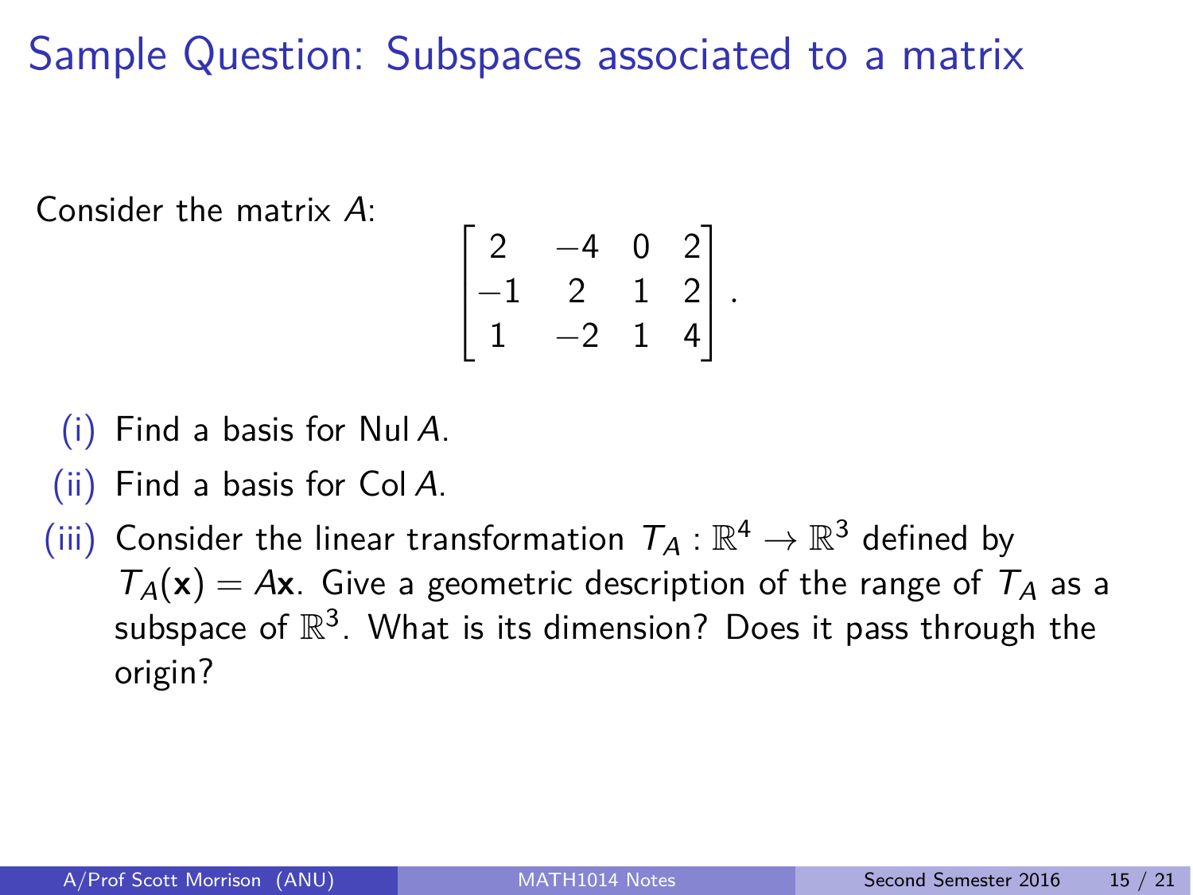# Sample Question: Subspaces associated to a matrix

Consider the matrix $A$:

$$\begin{bmatrix} 2 & -4 & 0 & 2 \\ -1 & 2 & 1 & 2 \\ 1 & -2 & 1 & 4 \end{bmatrix}.$$

(i) Find a basis for $\operatorname{Nul} A$.

(ii) Find a basis for $\operatorname{Col} A$.

(iii) Consider the linear transformation $T_A : \mathbb{R}^4 \to \mathbb{R}^3$ defined by $T_A(\mathbf{x}) = A\mathbf{x}$. Give a geometric description of the range of $T_A$ as a subspace of $\mathbb{R}^3$. What is its dimension? Does it pass through the origin?